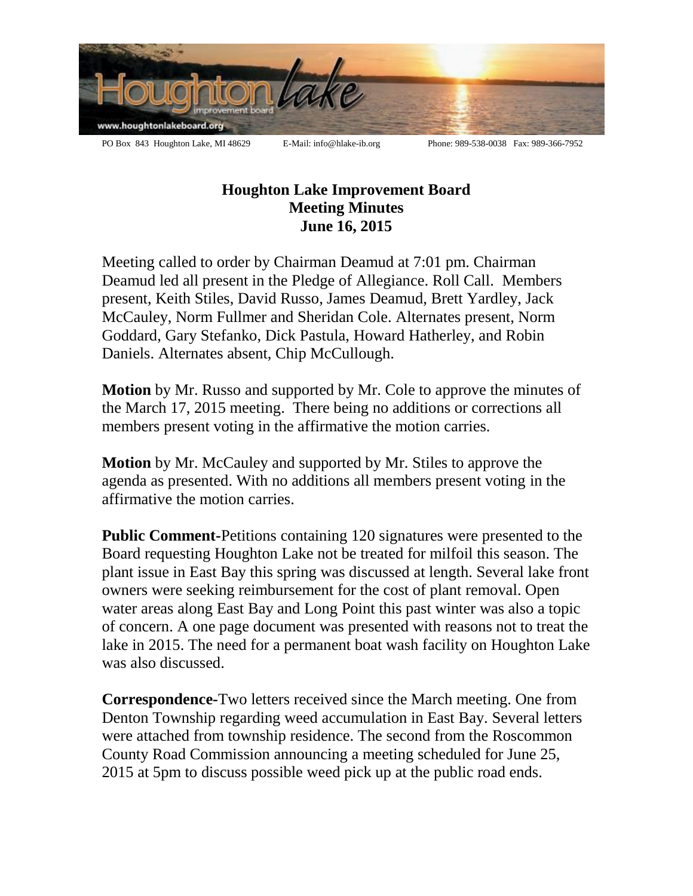PO Box 843 Houghton Lake, MI 48629 E-Mail: info@hlake-ib.org Phone: 989-538-0038 Fax: 989-366-7952

# Houghton Lake Improvement Board
## Meeting Minutes
## June 16, 2015

Meeting called to order by Chairman Deamud at 7:01 pm. Chairman Deamud led all present in the Pledge of Allegiance. Roll Call. Members present, Keith Stiles, David Russo, James Deamud, Brett Yardley, Jack McCauley, Norm Fullmer and Sheridan Cole. Alternates present, Norm Goddard, Gary Stefanko, Dick Pastula, Howard Hatherley, and Robin Daniels. Alternates absent, Chip McCullough.

**Motion** by Mr. Russo and supported by Mr. Cole to approve the minutes of the March 17, 2015 meeting. There being no additions or corrections all members present voting in the affirmative the motion carries.

**Motion** by Mr. McCauley and supported by Mr. Stiles to approve the agenda as presented. With no additions all members present voting in the affirmative the motion carries.

**Public Comment-**Petitions containing 120 signatures were presented to the Board requesting Houghton Lake not be treated for milfoil this season. The plant issue in East Bay this spring was discussed at length. Several lake front owners were seeking reimbursement for the cost of plant removal. Open water areas along East Bay and Long Point this past winter was also a topic of concern. A one page document was presented with reasons not to treat the lake in 2015. The need for a permanent boat wash facility on Houghton Lake was also discussed.

**Correspondence-**Two letters received since the March meeting. One from Denton Township regarding weed accumulation in East Bay. Several letters were attached from township residence. The second from the Roscommon County Road Commission announcing a meeting scheduled for June 25, 2015 at 5pm to discuss possible weed pick up at the public road ends.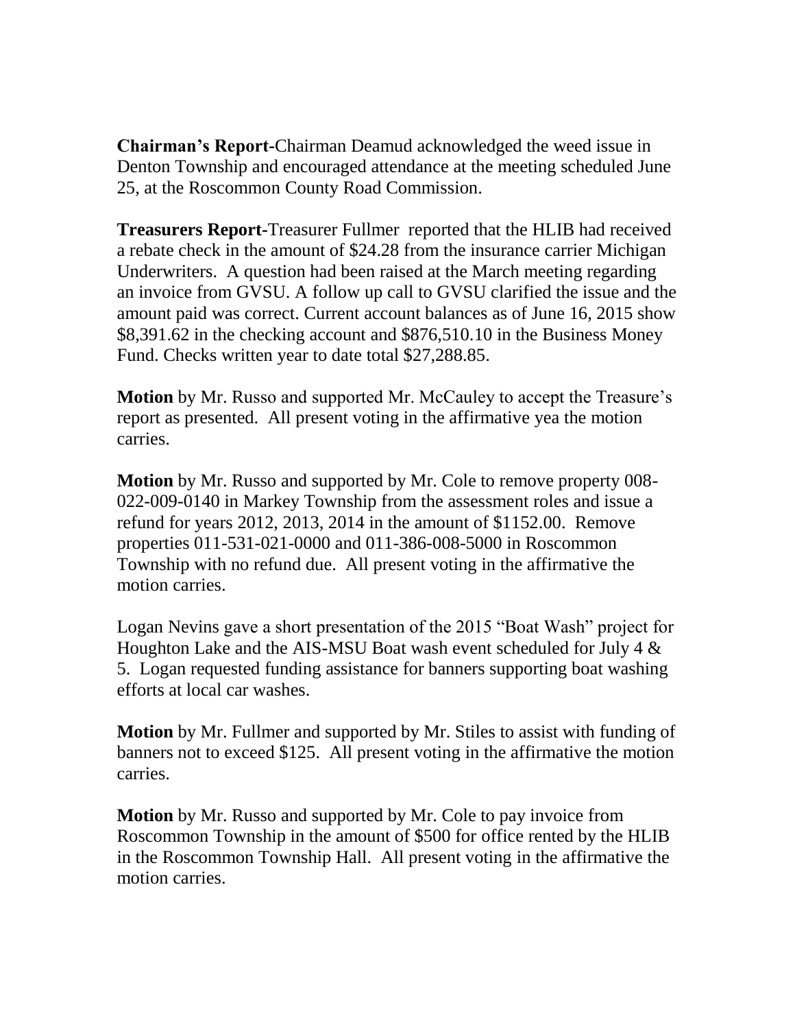**Chairman's Report-**Chairman Deamud acknowledged the weed issue in Denton Township and encouraged attendance at the meeting scheduled June 25, at the Roscommon County Road Commission.

**Treasurers Report-**Treasurer Fullmer reported that the HLIB had received a rebate check in the amount of $24.28 from the insurance carrier Michigan Underwriters. A question had been raised at the March meeting regarding an invoice from GVSU. A follow up call to GVSU clarified the issue and the amount paid was correct. Current account balances as of June 16, 2015 show $8,391.62 in the checking account and $876,510.10 in the Business Money Fund. Checks written year to date total $27,288.85.

**Motion** by Mr. Russo and supported Mr. McCauley to accept the Treasure's report as presented. All present voting in the affirmative yea the motion carries.

**Motion** by Mr. Russo and supported by Mr. Cole to remove property 008-022-009-0140 in Markey Township from the assessment roles and issue a refund for years 2012, 2013, 2014 in the amount of $1152.00. Remove properties 011-531-021-0000 and 011-386-008-5000 in Roscommon Township with no refund due. All present voting in the affirmative the motion carries.

Logan Nevins gave a short presentation of the 2015 "Boat Wash" project for Houghton Lake and the AIS-MSU Boat wash event scheduled for July 4 & 5. Logan requested funding assistance for banners supporting boat washing efforts at local car washes.

**Motion** by Mr. Fullmer and supported by Mr. Stiles to assist with funding of banners not to exceed $125. All present voting in the affirmative the motion carries.

**Motion** by Mr. Russo and supported by Mr. Cole to pay invoice from Roscommon Township in the amount of $500 for office rented by the HLIB in the Roscommon Township Hall. All present voting in the affirmative the motion carries.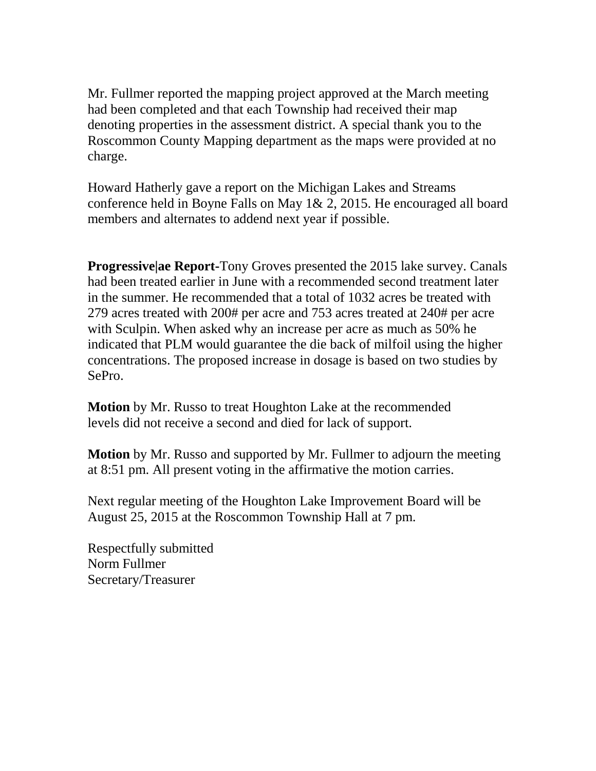Mr. Fullmer reported the mapping project approved at the March meeting had been completed and that each Township had received their map denoting properties in the assessment district. A special thank you to the Roscommon County Mapping department as the maps were provided at no charge.

Howard Hatherly gave a report on the Michigan Lakes and Streams conference held in Boyne Falls on May 1& 2, 2015. He encouraged all board members and alternates to addend next year if possible.

**Progressive|ae Report**-Tony Groves presented the 2015 lake survey. Canals had been treated earlier in June with a recommended second treatment later in the summer. He recommended that a total of 1032 acres be treated with 279 acres treated with 200# per acre and 753 acres treated at 240# per acre with Sculpin. When asked why an increase per acre as much as 50% he indicated that PLM would guarantee the die back of milfoil using the higher concentrations. The proposed increase in dosage is based on two studies by SePro.

**Motion** by Mr. Russo to treat Houghton Lake at the recommended levels did not receive a second and died for lack of support.

**Motion** by Mr. Russo and supported by Mr. Fullmer to adjourn the meeting at 8:51 pm. All present voting in the affirmative the motion carries.

Next regular meeting of the Houghton Lake Improvement Board will be August 25, 2015 at the Roscommon Township Hall at 7 pm.

Respectfully submitted
Norm Fullmer
Secretary/Treasurer